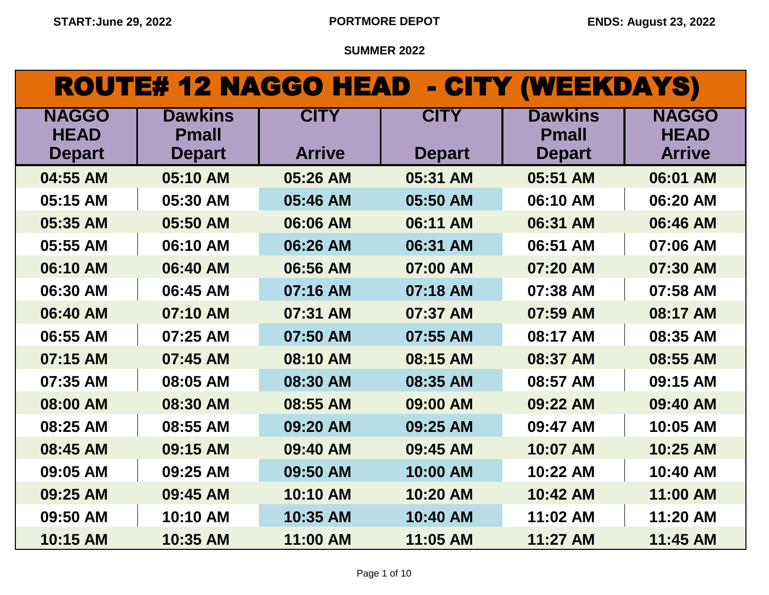START:June 29, 2022 **PORTMORE DEPOT** ENDS: August 23, 2022

**SUMMER 2022**

# ROUTE# 12 NAGGO HEAD - CITY (WEEKDAYS)

| NAGGO HEAD Depart | Dawkins Pmall Depart | CITY Arrive | CITY Depart | Dawkins Pmall Depart | NAGGO HEAD Arrive |
|---|---|---|---|---|---|
| 04:55 AM | 05:10 AM | 05:26 AM | 05:31 AM | 05:51 AM | 06:01 AM |
| 05:15 AM | 05:30 AM | 05:46 AM | 05:50 AM | 06:10 AM | 06:20 AM |
| 05:35 AM | 05:50 AM | 06:06 AM | 06:11 AM | 06:31 AM | 06:46 AM |
| 05:55 AM | 06:10 AM | 06:26 AM | 06:31 AM | 06:51 AM | 07:06 AM |
| 06:10 AM | 06:40 AM | 06:56 AM | 07:00 AM | 07:20 AM | 07:30 AM |
| 06:30 AM | 06:45 AM | 07:16 AM | 07:18 AM | 07:38 AM | 07:58 AM |
| 06:40 AM | 07:10 AM | 07:31 AM | 07:37 AM | 07:59 AM | 08:17 AM |
| 06:55 AM | 07:25 AM | 07:50 AM | 07:55 AM | 08:17 AM | 08:35 AM |
| 07:15 AM | 07:45 AM | 08:10 AM | 08:15 AM | 08:37 AM | 08:55 AM |
| 07:35 AM | 08:05 AM | 08:30 AM | 08:35 AM | 08:57 AM | 09:15 AM |
| 08:00 AM | 08:30 AM | 08:55 AM | 09:00 AM | 09:22 AM | 09:40 AM |
| 08:25 AM | 08:55 AM | 09:20 AM | 09:25 AM | 09:47 AM | 10:05 AM |
| 08:45 AM | 09:15 AM | 09:40 AM | 09:45 AM | 10:07 AM | 10:25 AM |
| 09:05 AM | 09:25 AM | 09:50 AM | 10:00 AM | 10:22 AM | 10:40 AM |
| 09:25 AM | 09:45 AM | 10:10 AM | 10:20 AM | 10:42 AM | 11:00 AM |
| 09:50 AM | 10:10 AM | 10:35 AM | 10:40 AM | 11:02 AM | 11:20 AM |
| 10:15 AM | 10:35 AM | 11:00 AM | 11:05 AM | 11:27 AM | 11:45 AM |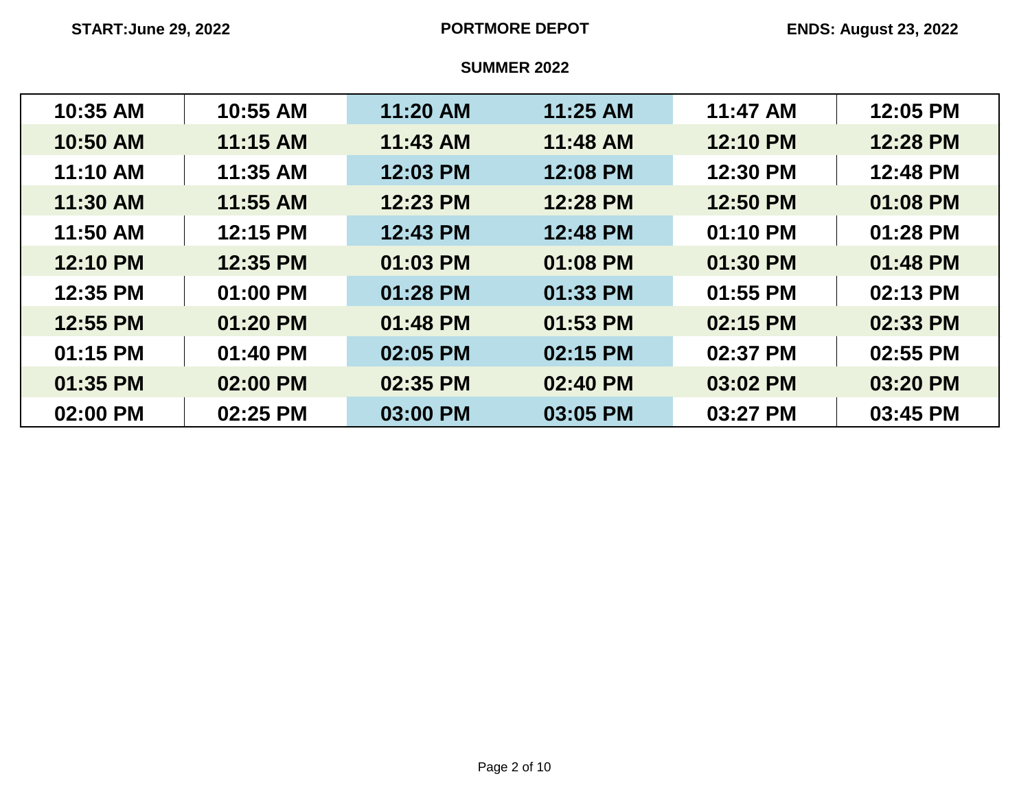START:June 29, 2022 | **PORTMORE DEPOT** | ENDS: August 23, 2022

**SUMMER 2022**

| | | | | | |
|---|---|---|---|---|---|
| 10:35 AM | 10:55 AM | 11:20 AM | 11:25 AM | 11:47 AM | 12:05 PM |
| 10:50 AM | 11:15 AM | 11:43 AM | 11:48 AM | 12:10 PM | 12:28 PM |
| 11:10 AM | 11:35 AM | 12:03 PM | 12:08 PM | 12:30 PM | 12:48 PM |
| 11:30 AM | 11:55 AM | 12:23 PM | 12:28 PM | 12:50 PM | 01:08 PM |
| 11:50 AM | 12:15 PM | 12:43 PM | 12:48 PM | 01:10 PM | 01:28 PM |
| 12:10 PM | 12:35 PM | 01:03 PM | 01:08 PM | 01:30 PM | 01:48 PM |
| 12:35 PM | 01:00 PM | 01:28 PM | 01:33 PM | 01:55 PM | 02:13 PM |
| 12:55 PM | 01:20 PM | 01:48 PM | 01:53 PM | 02:15 PM | 02:33 PM |
| 01:15 PM | 01:40 PM | 02:05 PM | 02:15 PM | 02:37 PM | 02:55 PM |
| 01:35 PM | 02:00 PM | 02:35 PM | 02:40 PM | 03:02 PM | 03:20 PM |
| 02:00 PM | 02:25 PM | 03:00 PM | 03:05 PM | 03:27 PM | 03:45 PM |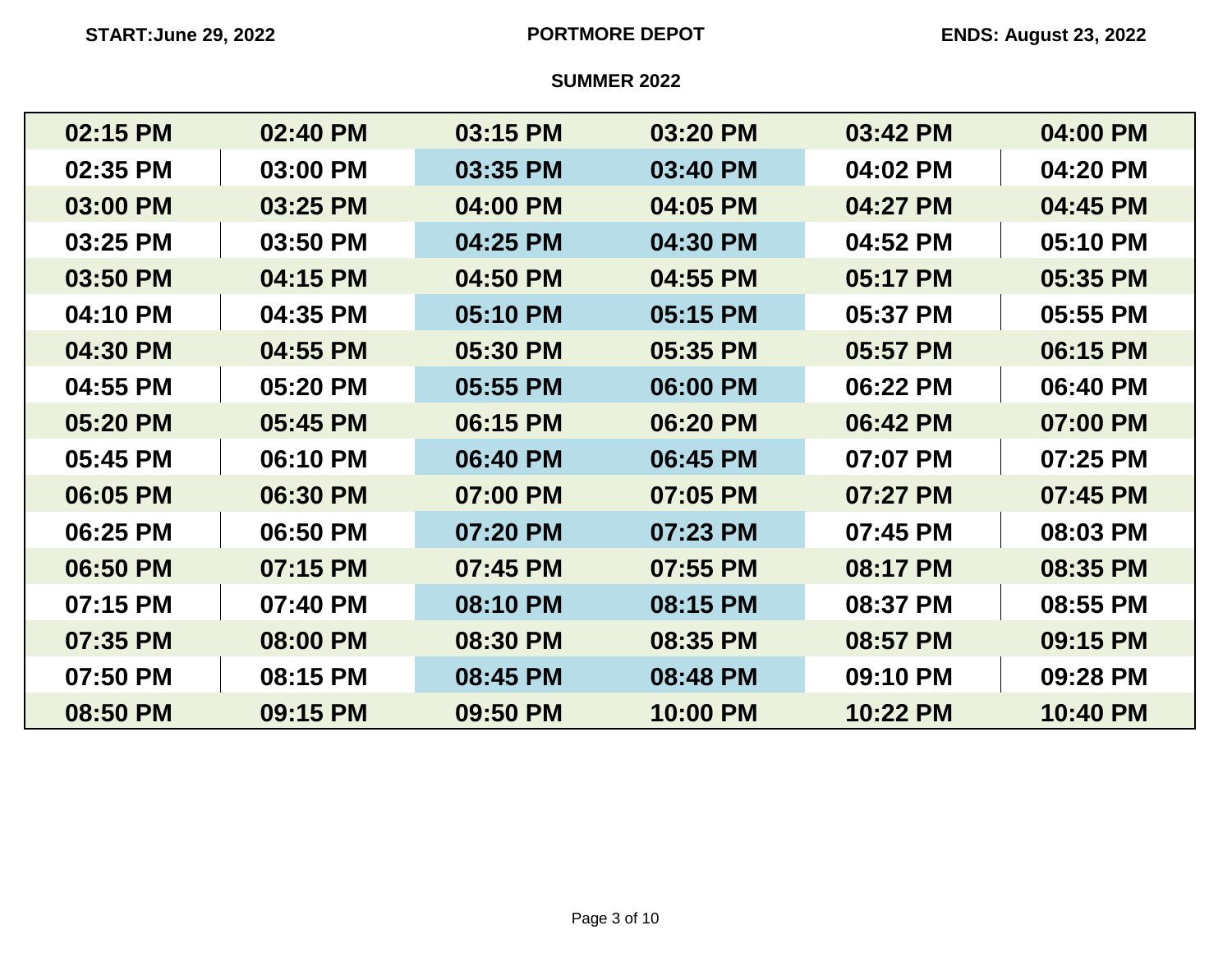**START:June 29, 2022** **PORTMORE DEPOT** **ENDS: August 23, 2022**

**SUMMER 2022**

| | | | | | |
|---|---|---|---|---|---|
| 02:15 PM | 02:40 PM | 03:15 PM | 03:20 PM | 03:42 PM | 04:00 PM |
| 02:35 PM | 03:00 PM | 03:35 PM | 03:40 PM | 04:02 PM | 04:20 PM |
| 03:00 PM | 03:25 PM | 04:00 PM | 04:05 PM | 04:27 PM | 04:45 PM |
| 03:25 PM | 03:50 PM | 04:25 PM | 04:30 PM | 04:52 PM | 05:10 PM |
| 03:50 PM | 04:15 PM | 04:50 PM | 04:55 PM | 05:17 PM | 05:35 PM |
| 04:10 PM | 04:35 PM | 05:10 PM | 05:15 PM | 05:37 PM | 05:55 PM |
| 04:30 PM | 04:55 PM | 05:30 PM | 05:35 PM | 05:57 PM | 06:15 PM |
| 04:55 PM | 05:20 PM | 05:55 PM | 06:00 PM | 06:22 PM | 06:40 PM |
| 05:20 PM | 05:45 PM | 06:15 PM | 06:20 PM | 06:42 PM | 07:00 PM |
| 05:45 PM | 06:10 PM | 06:40 PM | 06:45 PM | 07:07 PM | 07:25 PM |
| 06:05 PM | 06:30 PM | 07:00 PM | 07:05 PM | 07:27 PM | 07:45 PM |
| 06:25 PM | 06:50 PM | 07:20 PM | 07:23 PM | 07:45 PM | 08:03 PM |
| 06:50 PM | 07:15 PM | 07:45 PM | 07:55 PM | 08:17 PM | 08:35 PM |
| 07:15 PM | 07:40 PM | 08:10 PM | 08:15 PM | 08:37 PM | 08:55 PM |
| 07:35 PM | 08:00 PM | 08:30 PM | 08:35 PM | 08:57 PM | 09:15 PM |
| 07:50 PM | 08:15 PM | 08:45 PM | 08:48 PM | 09:10 PM | 09:28 PM |
| 08:50 PM | 09:15 PM | 09:50 PM | 10:00 PM | 10:22 PM | 10:40 PM |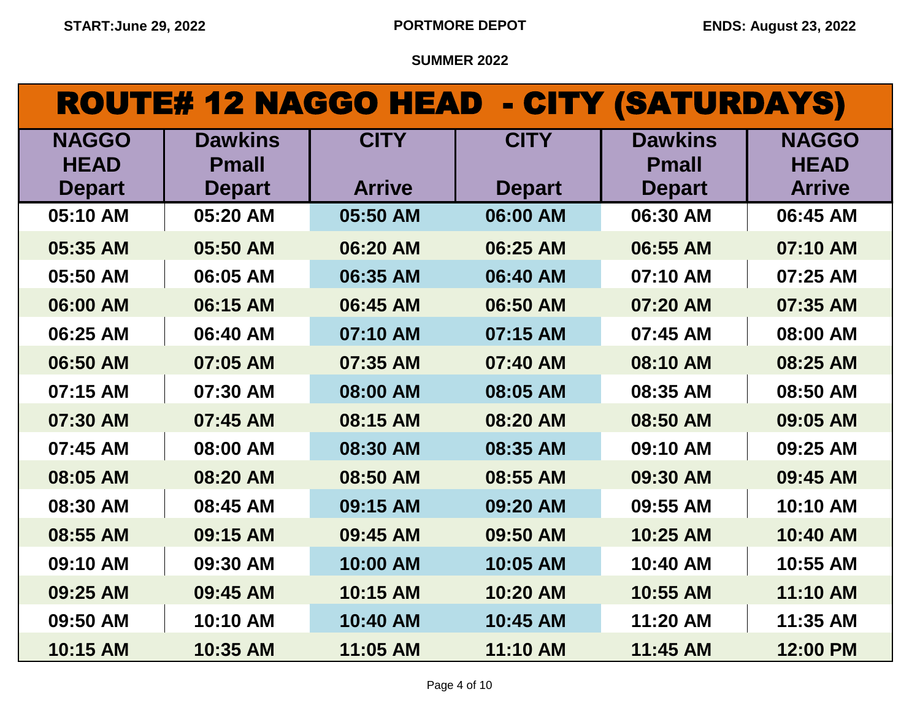**START: June 29, 2022** **PORTMORE DEPOT** **ENDS: August 23, 2022**

**SUMMER 2022**

# ROUTE# 12 NAGGO HEAD - CITY (SATURDAYS)

| NAGGO HEAD Depart | Dawkins Pmall Depart | CITY Arrive | CITY Depart | Dawkins Pmall Depart | NAGGO HEAD Arrive |
|---|---|---|---|---|---|
| 05:10 AM | 05:20 AM | 05:50 AM | 06:00 AM | 06:30 AM | 06:45 AM |
| 05:35 AM | 05:50 AM | 06:20 AM | 06:25 AM | 06:55 AM | 07:10 AM |
| 05:50 AM | 06:05 AM | 06:35 AM | 06:40 AM | 07:10 AM | 07:25 AM |
| 06:00 AM | 06:15 AM | 06:45 AM | 06:50 AM | 07:20 AM | 07:35 AM |
| 06:25 AM | 06:40 AM | 07:10 AM | 07:15 AM | 07:45 AM | 08:00 AM |
| 06:50 AM | 07:05 AM | 07:35 AM | 07:40 AM | 08:10 AM | 08:25 AM |
| 07:15 AM | 07:30 AM | 08:00 AM | 08:05 AM | 08:35 AM | 08:50 AM |
| 07:30 AM | 07:45 AM | 08:15 AM | 08:20 AM | 08:50 AM | 09:05 AM |
| 07:45 AM | 08:00 AM | 08:30 AM | 08:35 AM | 09:10 AM | 09:25 AM |
| 08:05 AM | 08:20 AM | 08:50 AM | 08:55 AM | 09:30 AM | 09:45 AM |
| 08:30 AM | 08:45 AM | 09:15 AM | 09:20 AM | 09:55 AM | 10:10 AM |
| 08:55 AM | 09:15 AM | 09:45 AM | 09:50 AM | 10:25 AM | 10:40 AM |
| 09:10 AM | 09:30 AM | 10:00 AM | 10:05 AM | 10:40 AM | 10:55 AM |
| 09:25 AM | 09:45 AM | 10:15 AM | 10:20 AM | 10:55 AM | 11:10 AM |
| 09:50 AM | 10:10 AM | 10:40 AM | 10:45 AM | 11:20 AM | 11:35 AM |
| 10:15 AM | 10:35 AM | 11:05 AM | 11:10 AM | 11:45 AM | 12:00 PM |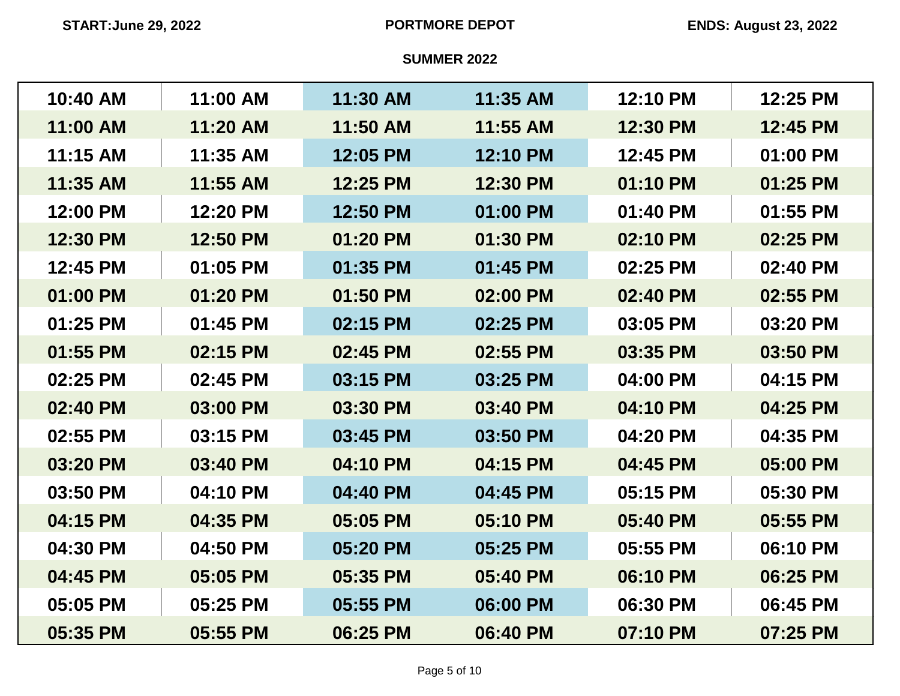**START:June 29, 2022** **PORTMORE DEPOT** **ENDS: August 23, 2022**

**SUMMER 2022**

| 10:40 AM | 11:00 AM | 11:30 AM | 11:35 AM | 12:10 PM | 12:25 PM |
| --- | --- | --- | --- | --- | --- |
| 11:00 AM | 11:20 AM | 11:50 AM | 11:55 AM | 12:30 PM | 12:45 PM |
| 11:15 AM | 11:35 AM | 12:05 PM | 12:10 PM | 12:45 PM | 01:00 PM |
| 11:35 AM | 11:55 AM | 12:25 PM | 12:30 PM | 01:10 PM | 01:25 PM |
| 12:00 PM | 12:20 PM | 12:50 PM | 01:00 PM | 01:40 PM | 01:55 PM |
| 12:30 PM | 12:50 PM | 01:20 PM | 01:30 PM | 02:10 PM | 02:25 PM |
| 12:45 PM | 01:05 PM | 01:35 PM | 01:45 PM | 02:25 PM | 02:40 PM |
| 01:00 PM | 01:20 PM | 01:50 PM | 02:00 PM | 02:40 PM | 02:55 PM |
| 01:25 PM | 01:45 PM | 02:15 PM | 02:25 PM | 03:05 PM | 03:20 PM |
| 01:55 PM | 02:15 PM | 02:45 PM | 02:55 PM | 03:35 PM | 03:50 PM |
| 02:25 PM | 02:45 PM | 03:15 PM | 03:25 PM | 04:00 PM | 04:15 PM |
| 02:40 PM | 03:00 PM | 03:30 PM | 03:40 PM | 04:10 PM | 04:25 PM |
| 02:55 PM | 03:15 PM | 03:45 PM | 03:50 PM | 04:20 PM | 04:35 PM |
| 03:20 PM | 03:40 PM | 04:10 PM | 04:15 PM | 04:45 PM | 05:00 PM |
| 03:50 PM | 04:10 PM | 04:40 PM | 04:45 PM | 05:15 PM | 05:30 PM |
| 04:15 PM | 04:35 PM | 05:05 PM | 05:10 PM | 05:40 PM | 05:55 PM |
| 04:30 PM | 04:50 PM | 05:20 PM | 05:25 PM | 05:55 PM | 06:10 PM |
| 04:45 PM | 05:05 PM | 05:35 PM | 05:40 PM | 06:10 PM | 06:25 PM |
| 05:05 PM | 05:25 PM | 05:55 PM | 06:00 PM | 06:30 PM | 06:45 PM |
| 05:35 PM | 05:55 PM | 06:25 PM | 06:40 PM | 07:10 PM | 07:25 PM |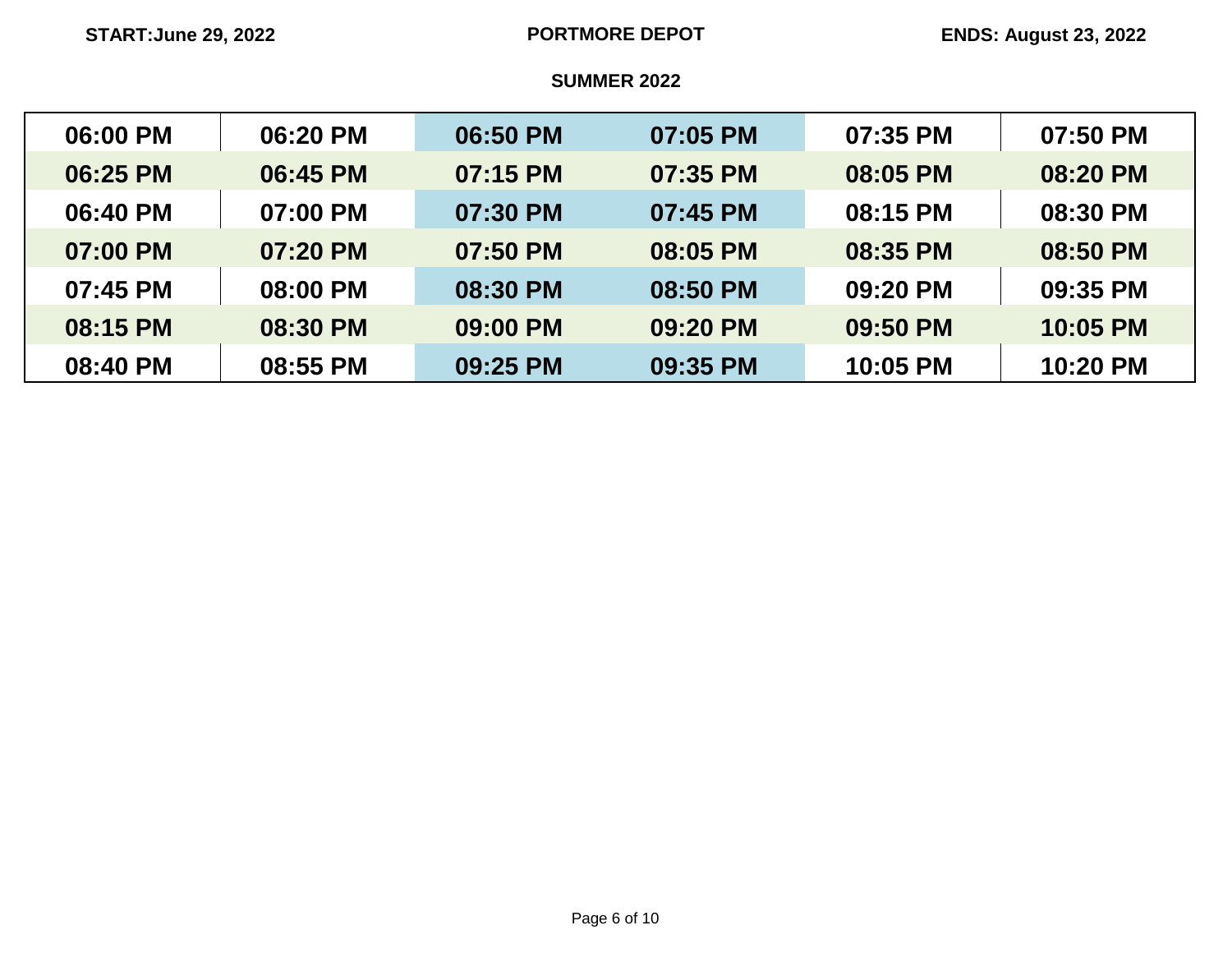**START:June 29, 2022** **PORTMORE DEPOT** **ENDS: August 23, 2022**

**SUMMER 2022**

| | | | | | |
|---|---|---|---|---|---|
| 06:00 PM | 06:20 PM | 06:50 PM | 07:05 PM | 07:35 PM | 07:50 PM |
| 06:25 PM | 06:45 PM | 07:15 PM | 07:35 PM | 08:05 PM | 08:20 PM |
| 06:40 PM | 07:00 PM | 07:30 PM | 07:45 PM | 08:15 PM | 08:30 PM |
| 07:00 PM | 07:20 PM | 07:50 PM | 08:05 PM | 08:35 PM | 08:50 PM |
| 07:45 PM | 08:00 PM | 08:30 PM | 08:50 PM | 09:20 PM | 09:35 PM |
| 08:15 PM | 08:30 PM | 09:00 PM | 09:20 PM | 09:50 PM | 10:05 PM |
| 08:40 PM | 08:55 PM | 09:25 PM | 09:35 PM | 10:05 PM | 10:20 PM |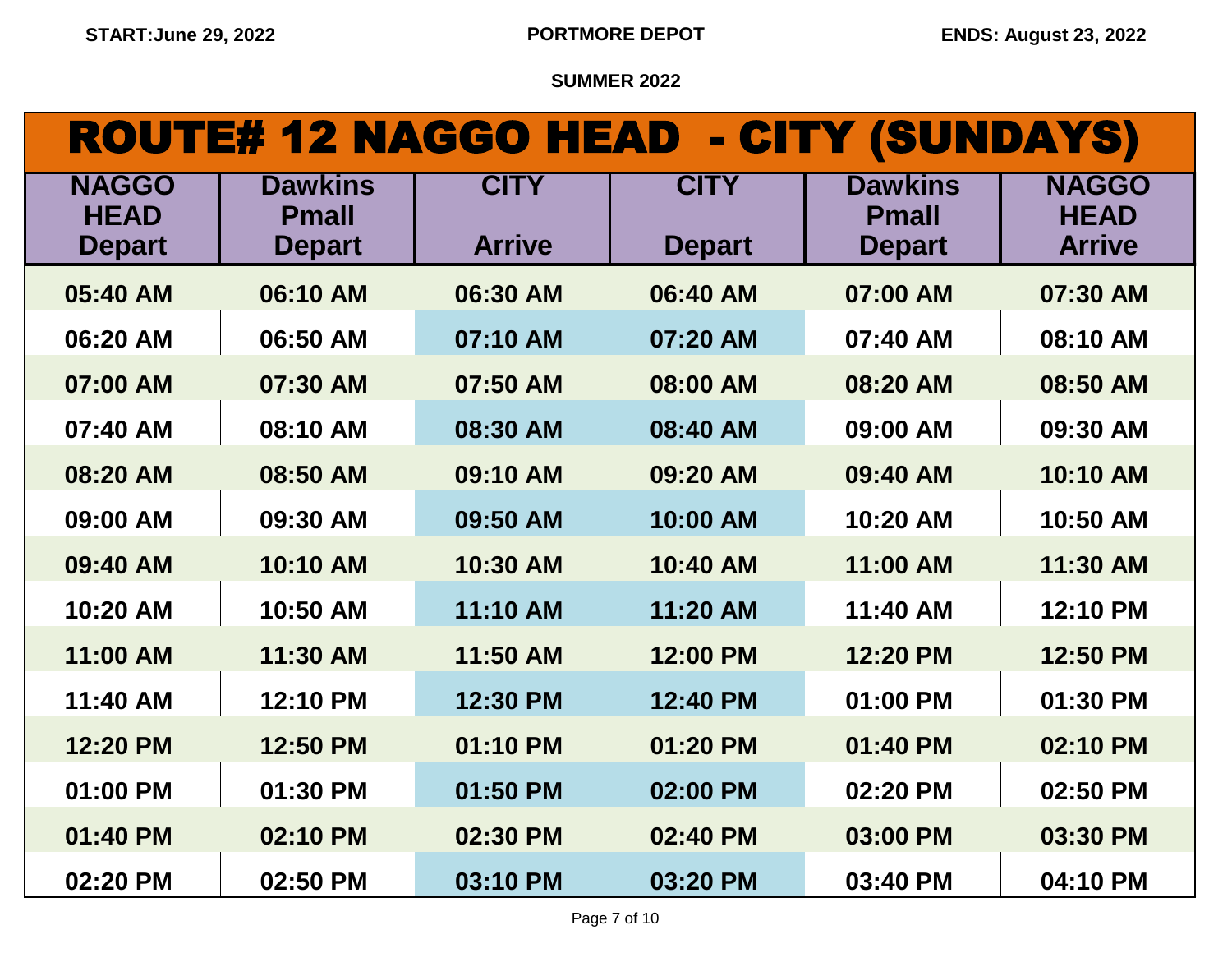START:June 29, 2022 | PORTMORE DEPOT | ENDS: August 23, 2022

SUMMER 2022

# ROUTE# 12 NAGGO HEAD - CITY (SUNDAYS)

| NAGGO HEAD Depart | Dawkins Pmall Depart | CITY Arrive | CITY Depart | Dawkins Pmall Depart | NAGGO HEAD Arrive |
|---|---|---|---|---|---|
| 05:40 AM | 06:10 AM | 06:30 AM | 06:40 AM | 07:00 AM | 07:30 AM |
| 06:20 AM | 06:50 AM | 07:10 AM | 07:20 AM | 07:40 AM | 08:10 AM |
| 07:00 AM | 07:30 AM | 07:50 AM | 08:00 AM | 08:20 AM | 08:50 AM |
| 07:40 AM | 08:10 AM | 08:30 AM | 08:40 AM | 09:00 AM | 09:30 AM |
| 08:20 AM | 08:50 AM | 09:10 AM | 09:20 AM | 09:40 AM | 10:10 AM |
| 09:00 AM | 09:30 AM | 09:50 AM | 10:00 AM | 10:20 AM | 10:50 AM |
| 09:40 AM | 10:10 AM | 10:30 AM | 10:40 AM | 11:00 AM | 11:30 AM |
| 10:20 AM | 10:50 AM | 11:10 AM | 11:20 AM | 11:40 AM | 12:10 PM |
| 11:00 AM | 11:30 AM | 11:50 AM | 12:00 PM | 12:20 PM | 12:50 PM |
| 11:40 AM | 12:10 PM | 12:30 PM | 12:40 PM | 01:00 PM | 01:30 PM |
| 12:20 PM | 12:50 PM | 01:10 PM | 01:20 PM | 01:40 PM | 02:10 PM |
| 01:00 PM | 01:30 PM | 01:50 PM | 02:00 PM | 02:20 PM | 02:50 PM |
| 01:40 PM | 02:10 PM | 02:30 PM | 02:40 PM | 03:00 PM | 03:30 PM |
| 02:20 PM | 02:50 PM | 03:10 PM | 03:20 PM | 03:40 PM | 04:10 PM |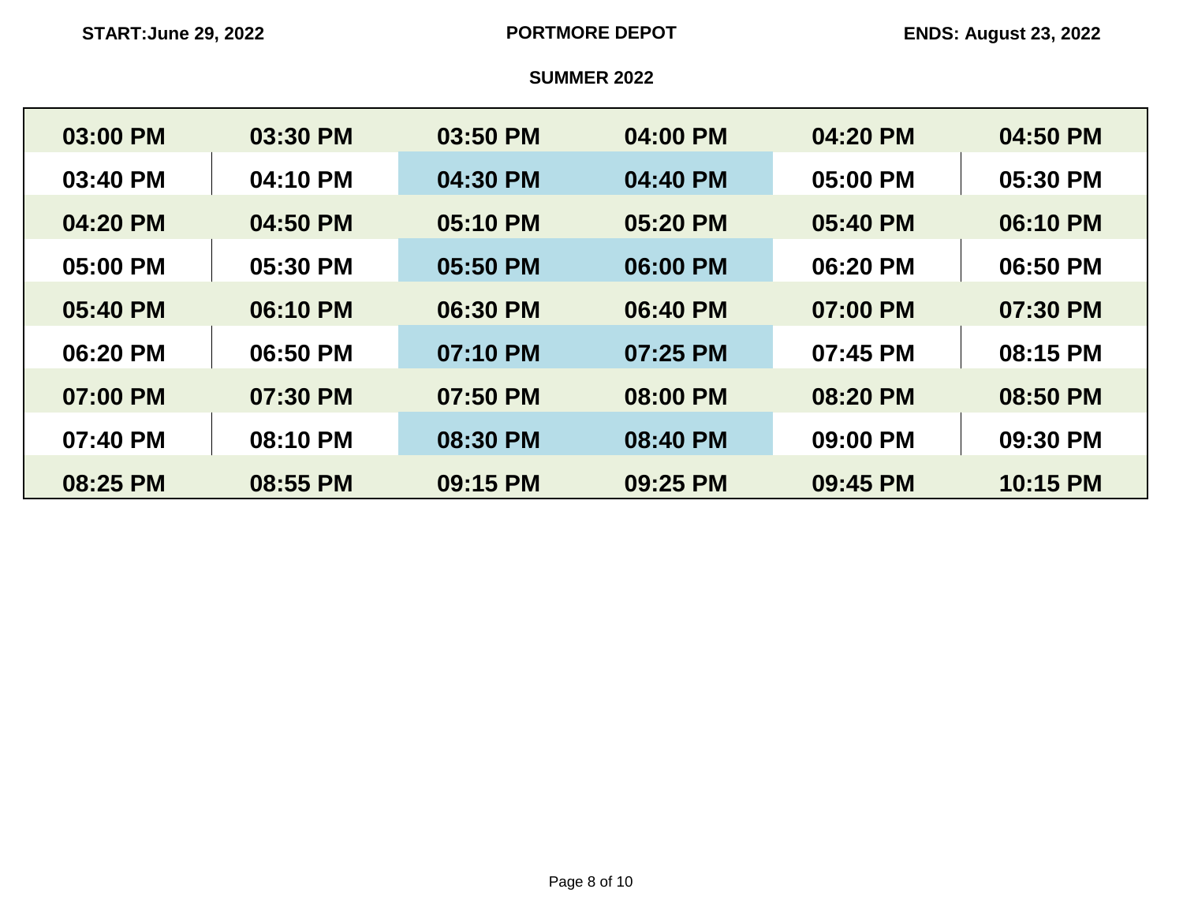**START:June 29, 2022** **PORTMORE DEPOT** **ENDS: August 23, 2022**

**SUMMER 2022**

| 03:00 PM | 03:30 PM | 03:50 PM | 04:00 PM | 04:20 PM | 04:50 PM |
|---|---|---|---|---|---|
| 03:40 PM | 04:10 PM | 04:30 PM | 04:40 PM | 05:00 PM | 05:30 PM |
| 04:20 PM | 04:50 PM | 05:10 PM | 05:20 PM | 05:40 PM | 06:10 PM |
| 05:00 PM | 05:30 PM | 05:50 PM | 06:00 PM | 06:20 PM | 06:50 PM |
| 05:40 PM | 06:10 PM | 06:30 PM | 06:40 PM | 07:00 PM | 07:30 PM |
| 06:20 PM | 06:50 PM | 07:10 PM | 07:25 PM | 07:45 PM | 08:15 PM |
| 07:00 PM | 07:30 PM | 07:50 PM | 08:00 PM | 08:20 PM | 08:50 PM |
| 07:40 PM | 08:10 PM | 08:30 PM | 08:40 PM | 09:00 PM | 09:30 PM |
| 08:25 PM | 08:55 PM | 09:15 PM | 09:25 PM | 09:45 PM | 10:15 PM |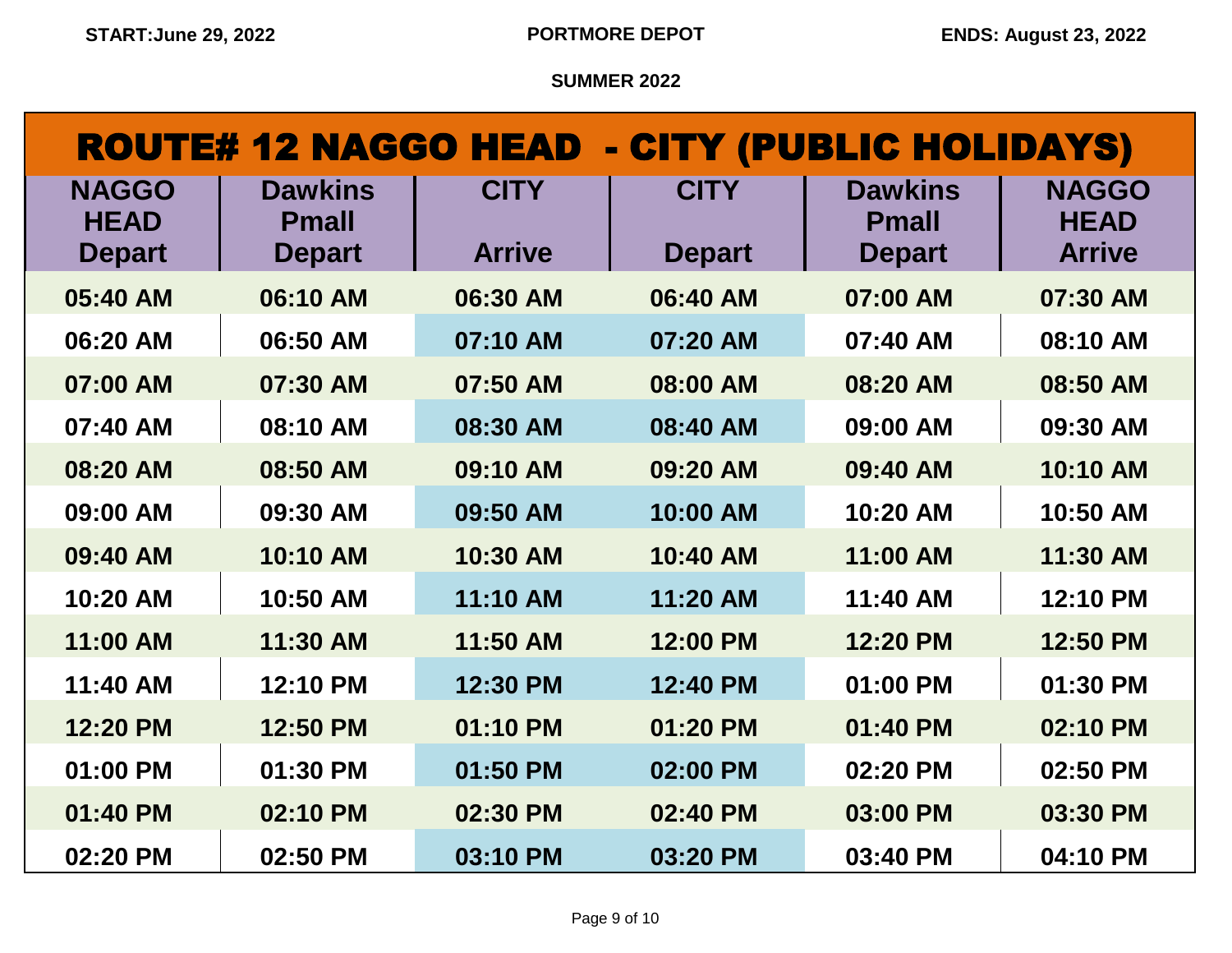**START:June 29, 2022** **PORTMORE DEPOT** **ENDS: August 23, 2022**

**SUMMER 2022**

# ROUTE# 12 NAGGO HEAD - CITY (PUBLIC HOLIDAYS)

| NAGGO HEAD Depart | Dawkins Pmall Depart | CITY Arrive | CITY Depart | Dawkins Pmall Depart | NAGGO HEAD Arrive |
|---|---|---|---|---|---|
| 05:40 AM | 06:10 AM | 06:30 AM | 06:40 AM | 07:00 AM | 07:30 AM |
| 06:20 AM | 06:50 AM | 07:10 AM | 07:20 AM | 07:40 AM | 08:10 AM |
| 07:00 AM | 07:30 AM | 07:50 AM | 08:00 AM | 08:20 AM | 08:50 AM |
| 07:40 AM | 08:10 AM | 08:30 AM | 08:40 AM | 09:00 AM | 09:30 AM |
| 08:20 AM | 08:50 AM | 09:10 AM | 09:20 AM | 09:40 AM | 10:10 AM |
| 09:00 AM | 09:30 AM | 09:50 AM | 10:00 AM | 10:20 AM | 10:50 AM |
| 09:40 AM | 10:10 AM | 10:30 AM | 10:40 AM | 11:00 AM | 11:30 AM |
| 10:20 AM | 10:50 AM | 11:10 AM | 11:20 AM | 11:40 AM | 12:10 PM |
| 11:00 AM | 11:30 AM | 11:50 AM | 12:00 PM | 12:20 PM | 12:50 PM |
| 11:40 AM | 12:10 PM | 12:30 PM | 12:40 PM | 01:00 PM | 01:30 PM |
| 12:20 PM | 12:50 PM | 01:10 PM | 01:20 PM | 01:40 PM | 02:10 PM |
| 01:00 PM | 01:30 PM | 01:50 PM | 02:00 PM | 02:20 PM | 02:50 PM |
| 01:40 PM | 02:10 PM | 02:30 PM | 02:40 PM | 03:00 PM | 03:30 PM |
| 02:20 PM | 02:50 PM | 03:10 PM | 03:20 PM | 03:40 PM | 04:10 PM |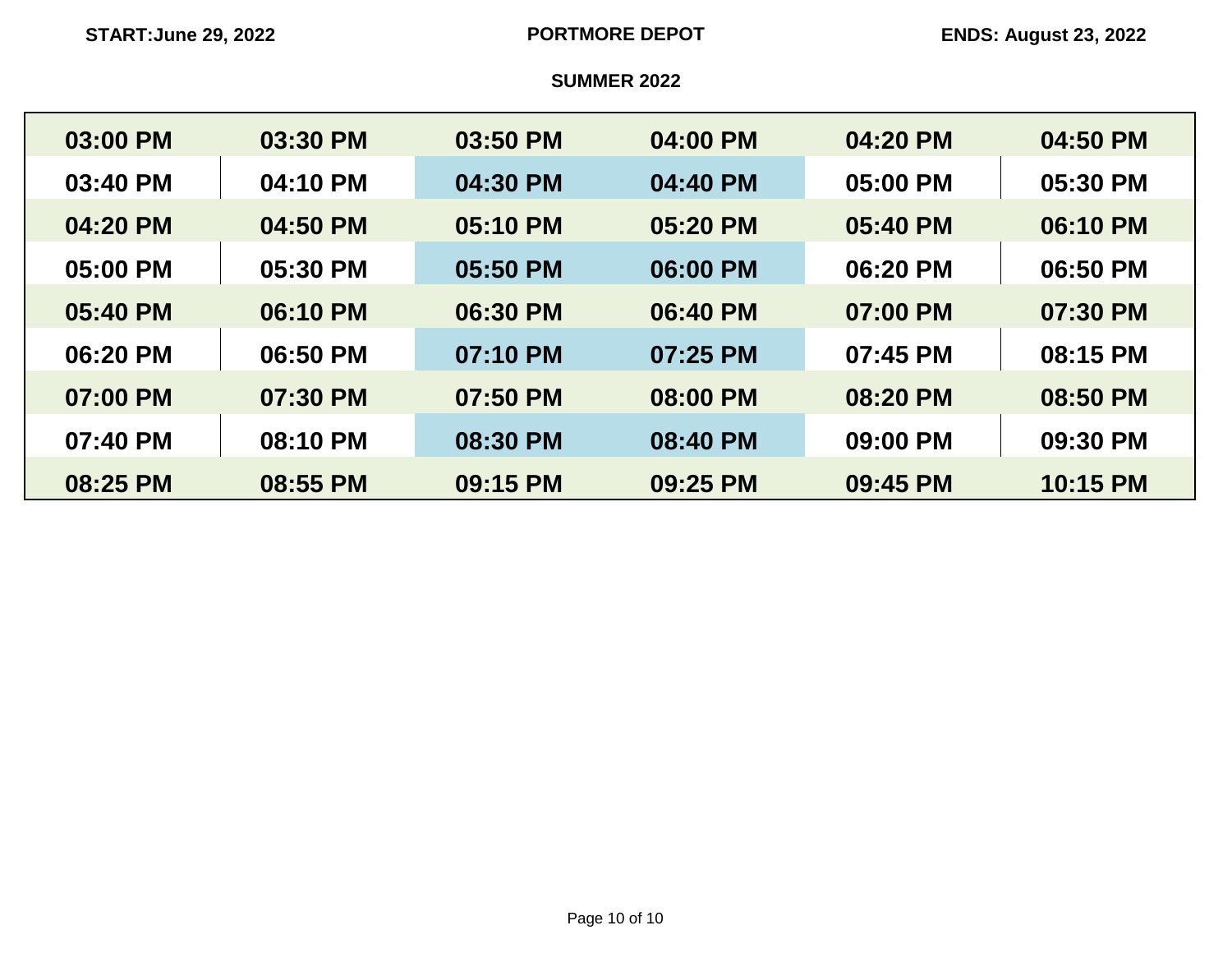START:June 29, 2022 | PORTMORE DEPOT | ENDS: August 23, 2022

SUMMER 2022

| | | | | | |
|---|---|---|---|---|---|
| 03:00 PM | 03:30 PM | 03:50 PM | 04:00 PM | 04:20 PM | 04:50 PM |
| 03:40 PM | 04:10 PM | 04:30 PM | 04:40 PM | 05:00 PM | 05:30 PM |
| 04:20 PM | 04:50 PM | 05:10 PM | 05:20 PM | 05:40 PM | 06:10 PM |
| 05:00 PM | 05:30 PM | 05:50 PM | 06:00 PM | 06:20 PM | 06:50 PM |
| 05:40 PM | 06:10 PM | 06:30 PM | 06:40 PM | 07:00 PM | 07:30 PM |
| 06:20 PM | 06:50 PM | 07:10 PM | 07:25 PM | 07:45 PM | 08:15 PM |
| 07:00 PM | 07:30 PM | 07:50 PM | 08:00 PM | 08:20 PM | 08:50 PM |
| 07:40 PM | 08:10 PM | 08:30 PM | 08:40 PM | 09:00 PM | 09:30 PM |
| 08:25 PM | 08:55 PM | 09:15 PM | 09:25 PM | 09:45 PM | 10:15 PM |